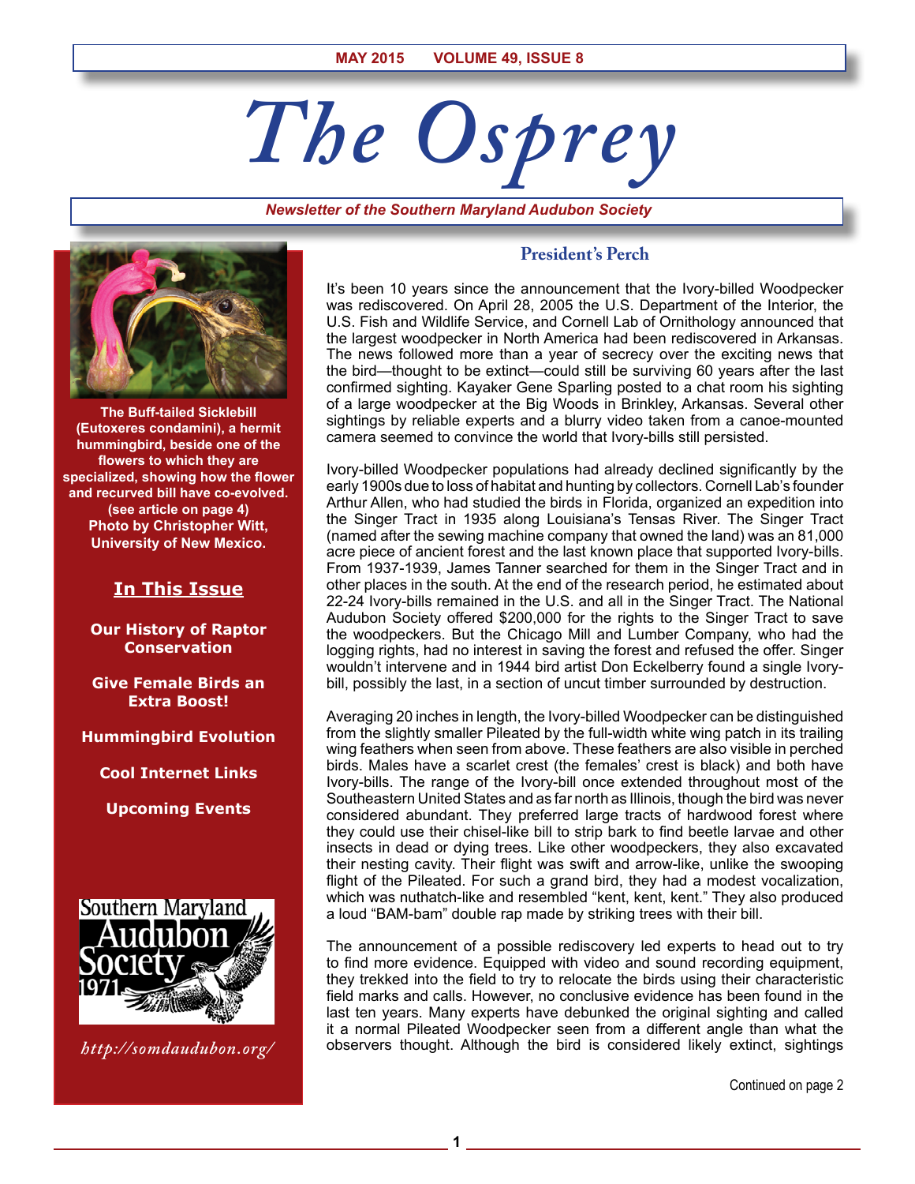MAY 2015 VOLUME 49, ISSUE 8

# The Osprey

*Newsletter of the Southern Maryland Audubon Society*

The Buff-tailed Sicklebill (Eutoxeres condamini), a hermit hummingbird, beside one of the flowers to which they are specialized, showing how the flower and recurved bill have co-evolved. (see article on page 4) Photo by Christopher Witt, University of New Mexico.

## In This Issue

**Our History of Raptor Conservation**

**Give Female Birds an Extra Boost!**

**Hummingbird Evolution**

**Cool Internet Links**

**Upcoming Events**

Southern Maryland Audubon Society 1971

*http://somdaudubon.org/*

## President's Perch

It's been 10 years since the announcement that the Ivory-billed Woodpecker was rediscovered. On April 28, 2005 the U.S. Department of the Interior, the U.S. Fish and Wildlife Service, and Cornell Lab of Ornithology announced that the largest woodpecker in North America had been rediscovered in Arkansas. The news followed more than a year of secrecy over the exciting news that the bird—thought to be extinct—could still be surviving 60 years after the last confirmed sighting. Kayaker Gene Sparling posted to a chat room his sighting of a large woodpecker at the Big Woods in Brinkley, Arkansas. Several other sightings by reliable experts and a blurry video taken from a canoe-mounted camera seemed to convince the world that Ivory-bills still persisted.

Ivory-billed Woodpecker populations had already declined significantly by the early 1900s due to loss of habitat and hunting by collectors. Cornell Lab's founder Arthur Allen, who had studied the birds in Florida, organized an expedition into the Singer Tract in 1935 along Louisiana's Tensas River. The Singer Tract (named after the sewing machine company that owned the land) was an 81,000 acre piece of ancient forest and the last known place that supported Ivory-bills. From 1937-1939, James Tanner searched for them in the Singer Tract and in other places in the south. At the end of the research period, he estimated about 22-24 Ivory-bills remained in the U.S. and all in the Singer Tract. The National Audubon Society offered $200,000 for the rights to the Singer Tract to save the woodpeckers. But the Chicago Mill and Lumber Company, who had the logging rights, had no interest in saving the forest and refused the offer. Singer wouldn't intervene and in 1944 bird artist Don Eckelberry found a single Ivory-bill, possibly the last, in a section of uncut timber surrounded by destruction.

Averaging 20 inches in length, the Ivory-billed Woodpecker can be distinguished from the slightly smaller Pileated by the full-width white wing patch in its trailing wing feathers when seen from above. These feathers are also visible in perched birds. Males have a scarlet crest (the females' crest is black) and both have Ivory-bills. The range of the Ivory-bill once extended throughout most of the Southeastern United States and as far north as Illinois, though the bird was never considered abundant. They preferred large tracts of hardwood forest where they could use their chisel-like bill to strip bark to find beetle larvae and other insects in dead or dying trees. Like other woodpeckers, they also excavated their nesting cavity. Their flight was swift and arrow-like, unlike the swooping flight of the Pileated. For such a grand bird, they had a modest vocalization, which was nuthatch-like and resembled "kent, kent, kent." They also produced a loud "BAM-bam" double rap made by striking trees with their bill.

The announcement of a possible rediscovery led experts to head out to try to find more evidence. Equipped with video and sound recording equipment, they trekked into the field to try to relocate the birds using their characteristic field marks and calls. However, no conclusive evidence has been found in the last ten years. Many experts have debunked the original sighting and called it a normal Pileated Woodpecker seen from a different angle than what the observers thought. Although the bird is considered likely extinct, sightings

Continued on page 2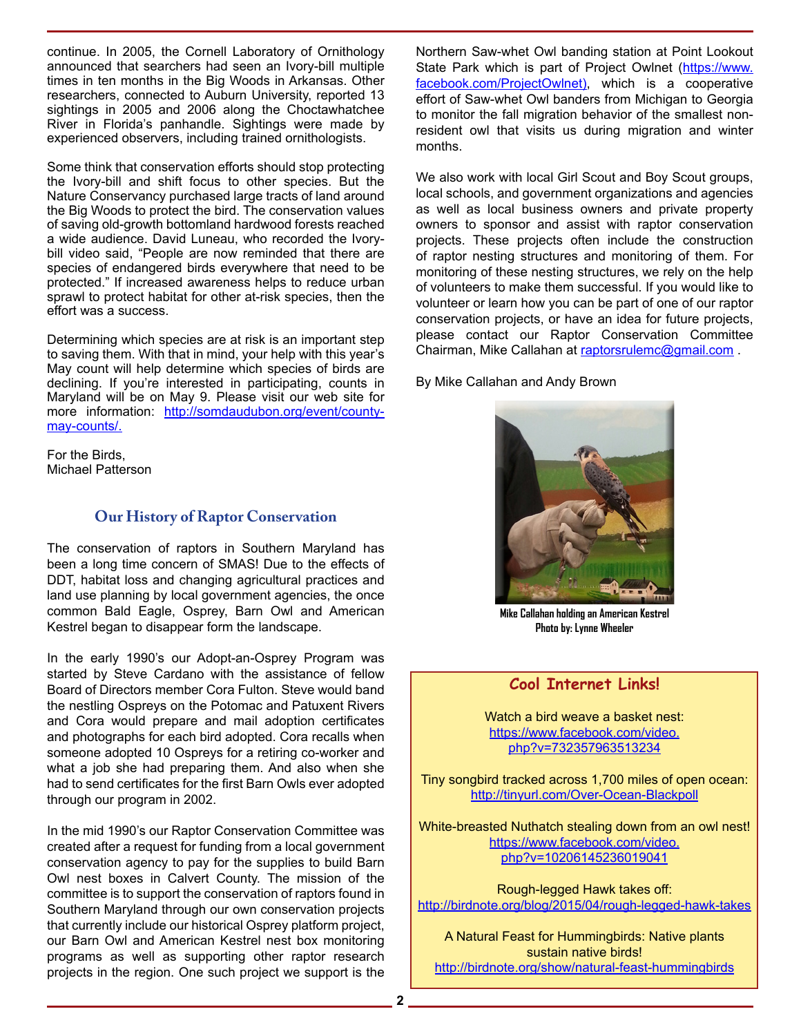continue. In 2005, the Cornell Laboratory of Ornithology announced that searchers had seen an Ivory-bill multiple times in ten months in the Big Woods in Arkansas. Other researchers, connected to Auburn University, reported 13 sightings in 2005 and 2006 along the Choctawhatchee River in Florida's panhandle. Sightings were made by experienced observers, including trained ornithologists.

Some think that conservation efforts should stop protecting the Ivory-bill and shift focus to other species. But the Nature Conservancy purchased large tracts of land around the Big Woods to protect the bird. The conservation values of saving old-growth bottomland hardwood forests reached a wide audience. David Luneau, who recorded the Ivory-bill video said, "People are now reminded that there are species of endangered birds everywhere that need to be protected." If increased awareness helps to reduce urban sprawl to protect habitat for other at-risk species, then the effort was a success.

Determining which species are at risk is an important step to saving them. With that in mind, your help with this year's May count will help determine which species of birds are declining. If you're interested in participating, counts in Maryland will be on May 9. Please visit our web site for more information: http://somdaudubon.org/event/county-may-counts/.

For the Birds,
Michael Patterson

## Our History of Raptor Conservation

The conservation of raptors in Southern Maryland has been a long time concern of SMAS! Due to the effects of DDT, habitat loss and changing agricultural practices and land use planning by local government agencies, the once common Bald Eagle, Osprey, Barn Owl and American Kestrel began to disappear form the landscape.

In the early 1990's our Adopt-an-Osprey Program was started by Steve Cardano with the assistance of fellow Board of Directors member Cora Fulton. Steve would band the nestling Ospreys on the Potomac and Patuxent Rivers and Cora would prepare and mail adoption certificates and photographs for each bird adopted. Cora recalls when someone adopted 10 Ospreys for a retiring co-worker and what a job she had preparing them. And also when she had to send certificates for the first Barn Owls ever adopted through our program in 2002.

In the mid 1990's our Raptor Conservation Committee was created after a request for funding from a local government conservation agency to pay for the supplies to build Barn Owl nest boxes in Calvert County. The mission of the committee is to support the conservation of raptors found in Southern Maryland through our own conservation projects that currently include our historical Osprey platform project, our Barn Owl and American Kestrel nest box monitoring programs as well as supporting other raptor research projects in the region. One such project we support is the Northern Saw-whet Owl banding station at Point Lookout State Park which is part of Project Owlnet (https://www.facebook.com/ProjectOwlnet), which is a cooperative effort of Saw-whet Owl banders from Michigan to Georgia to monitor the fall migration behavior of the smallest non-resident owl that visits us during migration and winter months.

We also work with local Girl Scout and Boy Scout groups, local schools, and government organizations and agencies as well as local business owners and private property owners to sponsor and assist with raptor conservation projects. These projects often include the construction of raptor nesting structures and monitoring of them. For monitoring of these nesting structures, we rely on the help of volunteers to make them successful. If you would like to volunteer or learn how you can be part of one of our raptor conservation projects, or have an idea for future projects, please contact our Raptor Conservation Committee Chairman, Mike Callahan at raptorsrulemc@gmail.com .

By Mike Callahan and Andy Brown

**Mike Callahan holding an American Kestrel**
**Photo by: Lynne Wheeler**

### Cool Internet Links!

Watch a bird weave a basket nest:
https://www.facebook.com/video.php?v=732357963513234

Tiny songbird tracked across 1,700 miles of open ocean:
http://tinyurl.com/Over-Ocean-Blackpoll

White-breasted Nuthatch stealing down from an owl nest!
https://www.facebook.com/video.php?v=10206145236019041

Rough-legged Hawk takes off:
http://birdnote.org/blog/2015/04/rough-legged-hawk-takes

A Natural Feast for Hummingbirds: Native plants sustain native birds!
http://birdnote.org/show/natural-feast-hummingbirds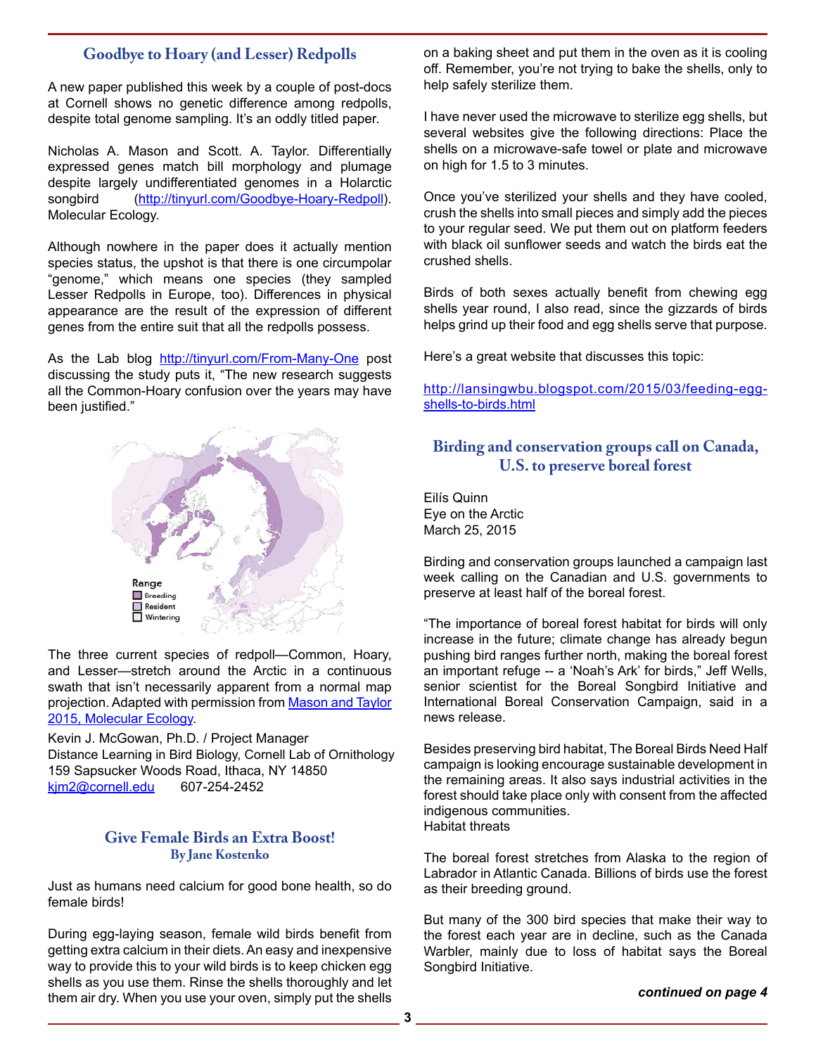## Goodbye to Hoary (and Lesser) Redpolls

A new paper published this week by a couple of post-docs at Cornell shows no genetic difference among redpolls, despite total genome sampling. It's an oddly titled paper.

Nicholas A. Mason and Scott. A. Taylor. Differentially expressed genes match bill morphology and plumage despite largely undifferentiated genomes in a Holarctic songbird (http://tinyurl.com/Goodbye-Hoary-Redpoll). Molecular Ecology.

Although nowhere in the paper does it actually mention species status, the upshot is that there is one circumpolar "genome," which means one species (they sampled Lesser Redpolls in Europe, too). Differences in physical appearance are the result of the expression of different genes from the entire suit that all the redpolls possess.

As the Lab blog http://tinyurl.com/From-Many-One post discussing the study puts it, "The new research suggests all the Common-Hoary confusion over the years may have been justified."

Range
Breeding
Resident
Wintering

The three current species of redpoll—Common, Hoary, and Lesser—stretch around the Arctic in a continuous swath that isn't necessarily apparent from a normal map projection. Adapted with permission from Mason and Taylor 2015, Molecular Ecology.

Kevin J. McGowan, Ph.D. / Project Manager
Distance Learning in Bird Biology, Cornell Lab of Ornithology
159 Sapsucker Woods Road, Ithaca, NY 14850
kjm2@cornell.edu 607-254-2452

## Give Female Birds an Extra Boost!

**By Jane Kostenko**

Just as humans need calcium for good bone health, so do female birds!

During egg-laying season, female wild birds benefit from getting extra calcium in their diets. An easy and inexpensive way to provide this to your wild birds is to keep chicken egg shells as you use them. Rinse the shells thoroughly and let them air dry. When you use your oven, simply put the shells on a baking sheet and put them in the oven as it is cooling off. Remember, you're not trying to bake the shells, only to help safely sterilize them.

I have never used the microwave to sterilize egg shells, but several websites give the following directions: Place the shells on a microwave-safe towel or plate and microwave on high for 1.5 to 3 minutes.

Once you've sterilized your shells and they have cooled, crush the shells into small pieces and simply add the pieces to your regular seed. We put them out on platform feeders with black oil sunflower seeds and watch the birds eat the crushed shells.

Birds of both sexes actually benefit from chewing egg shells year round, I also read, since the gizzards of birds helps grind up their food and egg shells serve that purpose.

Here's a great website that discusses this topic:

http://lansingwbu.blogspot.com/2015/03/feeding-egg-shells-to-birds.html

## Birding and conservation groups call on Canada, U.S. to preserve boreal forest

Eilís Quinn
Eye on the Arctic
March 25, 2015

Birding and conservation groups launched a campaign last week calling on the Canadian and U.S. governments to preserve at least half of the boreal forest.

"The importance of boreal forest habitat for birds will only increase in the future; climate change has already begun pushing bird ranges further north, making the boreal forest an important refuge -- a 'Noah's Ark' for birds," Jeff Wells, senior scientist for the Boreal Songbird Initiative and International Boreal Conservation Campaign, said in a news release.

Besides preserving bird habitat, The Boreal Birds Need Half campaign is looking encourage sustainable development in the remaining areas. It also says industrial activities in the forest should take place only with consent from the affected indigenous communities.

Habitat threats

The boreal forest stretches from Alaska to the region of Labrador in Atlantic Canada. Billions of birds use the forest as their breeding ground.

But many of the 300 bird species that make their way to the forest each year are in decline, such as the Canada Warbler, mainly due to loss of habitat says the Boreal Songbird Initiative.

***continued on page 4***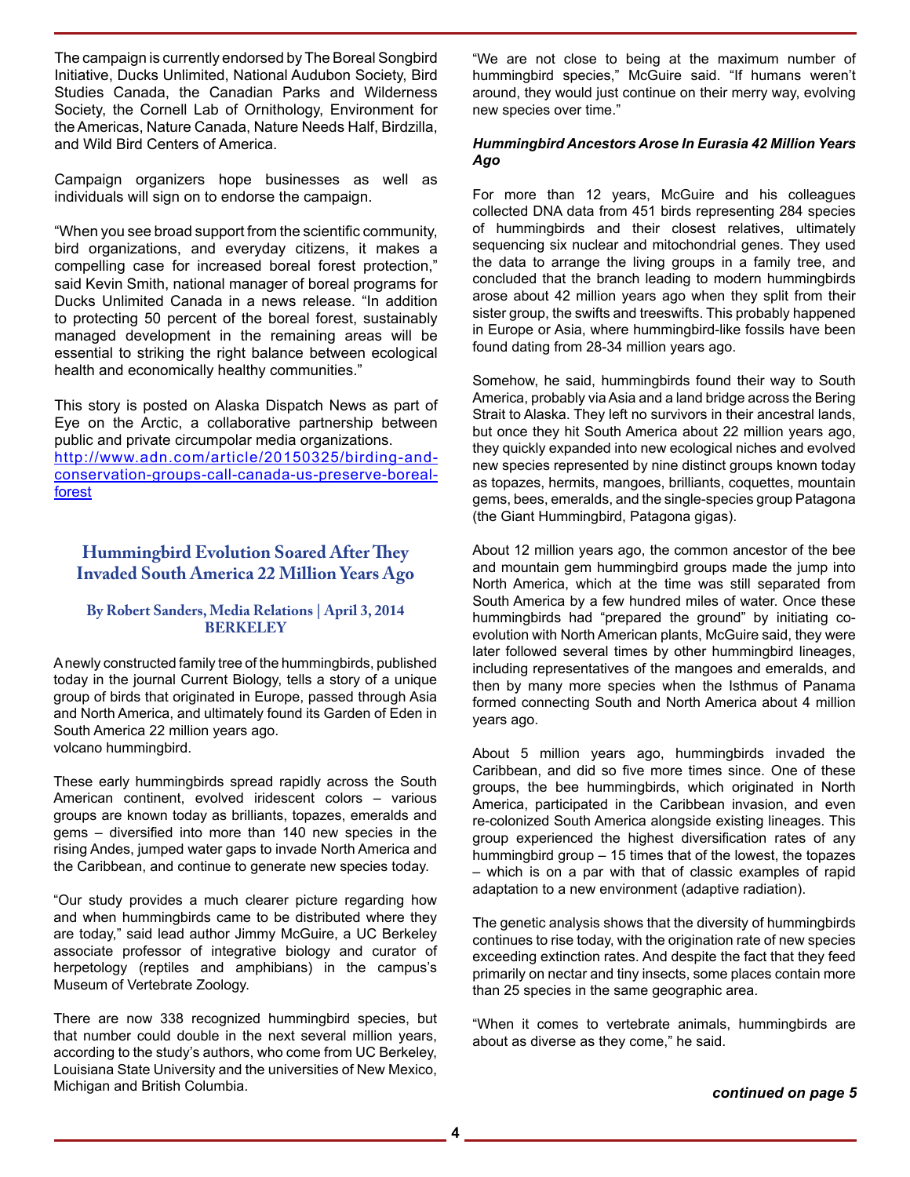The campaign is currently endorsed by The Boreal Songbird Initiative, Ducks Unlimited, National Audubon Society, Bird Studies Canada, the Canadian Parks and Wilderness Society, the Cornell Lab of Ornithology, Environment for the Americas, Nature Canada, Nature Needs Half, Birdzilla, and Wild Bird Centers of America.

Campaign organizers hope businesses as well as individuals will sign on to endorse the campaign.

"When you see broad support from the scientific community, bird organizations, and everyday citizens, it makes a compelling case for increased boreal forest protection," said Kevin Smith, national manager of boreal programs for Ducks Unlimited Canada in a news release. "In addition to protecting 50 percent of the boreal forest, sustainably managed development in the remaining areas will be essential to striking the right balance between ecological health and economically healthy communities."

This story is posted on Alaska Dispatch News as part of Eye on the Arctic, a collaborative partnership between public and private circumpolar media organizations.
http://www.adn.com/article/20150325/birding-and-conservation-groups-call-canada-us-preserve-boreal-forest

## Hummingbird Evolution Soared After They Invaded South America 22 Million Years Ago

**By Robert Sanders, Media Relations | April 3, 2014 BERKELEY**

A newly constructed family tree of the hummingbirds, published today in the journal Current Biology, tells a story of a unique group of birds that originated in Europe, passed through Asia and North America, and ultimately found its Garden of Eden in South America 22 million years ago.
volcano hummingbird.

These early hummingbirds spread rapidly across the South American continent, evolved iridescent colors – various groups are known today as brilliants, topazes, emeralds and gems – diversified into more than 140 new species in the rising Andes, jumped water gaps to invade North America and the Caribbean, and continue to generate new species today.

"Our study provides a much clearer picture regarding how and when hummingbirds came to be distributed where they are today," said lead author Jimmy McGuire, a UC Berkeley associate professor of integrative biology and curator of herpetology (reptiles and amphibians) in the campus's Museum of Vertebrate Zoology.

There are now 338 recognized hummingbird species, but that number could double in the next several million years, according to the study's authors, who come from UC Berkeley, Louisiana State University and the universities of New Mexico, Michigan and British Columbia.

"We are not close to being at the maximum number of hummingbird species," McGuire said. "If humans weren't around, they would just continue on their merry way, evolving new species over time."

***Hummingbird Ancestors Arose In Eurasia 42 Million Years Ago***

For more than 12 years, McGuire and his colleagues collected DNA data from 451 birds representing 284 species of hummingbirds and their closest relatives, ultimately sequencing six nuclear and mitochondrial genes. They used the data to arrange the living groups in a family tree, and concluded that the branch leading to modern hummingbirds arose about 42 million years ago when they split from their sister group, the swifts and treeswifts. This probably happened in Europe or Asia, where hummingbird-like fossils have been found dating from 28-34 million years ago.

Somehow, he said, hummingbirds found their way to South America, probably via Asia and a land bridge across the Bering Strait to Alaska. They left no survivors in their ancestral lands, but once they hit South America about 22 million years ago, they quickly expanded into new ecological niches and evolved new species represented by nine distinct groups known today as topazes, hermits, mangoes, brilliants, coquettes, mountain gems, bees, emeralds, and the single-species group Patagona (the Giant Hummingbird, Patagona gigas).

About 12 million years ago, the common ancestor of the bee and mountain gem hummingbird groups made the jump into North America, which at the time was still separated from South America by a few hundred miles of water. Once these hummingbirds had "prepared the ground" by initiating co-evolution with North American plants, McGuire said, they were later followed several times by other hummingbird lineages, including representatives of the mangoes and emeralds, and then by many more species when the Isthmus of Panama formed connecting South and North America about 4 million years ago.

About 5 million years ago, hummingbirds invaded the Caribbean, and did so five more times since. One of these groups, the bee hummingbirds, which originated in North America, participated in the Caribbean invasion, and even re-colonized South America alongside existing lineages. This group experienced the highest diversification rates of any hummingbird group – 15 times that of the lowest, the topazes – which is on a par with that of classic examples of rapid adaptation to a new environment (adaptive radiation).

The genetic analysis shows that the diversity of hummingbirds continues to rise today, with the origination rate of new species exceeding extinction rates. And despite the fact that they feed primarily on nectar and tiny insects, some places contain more than 25 species in the same geographic area.

"When it comes to vertebrate animals, hummingbirds are about as diverse as they come," he said.

***continued on page 5***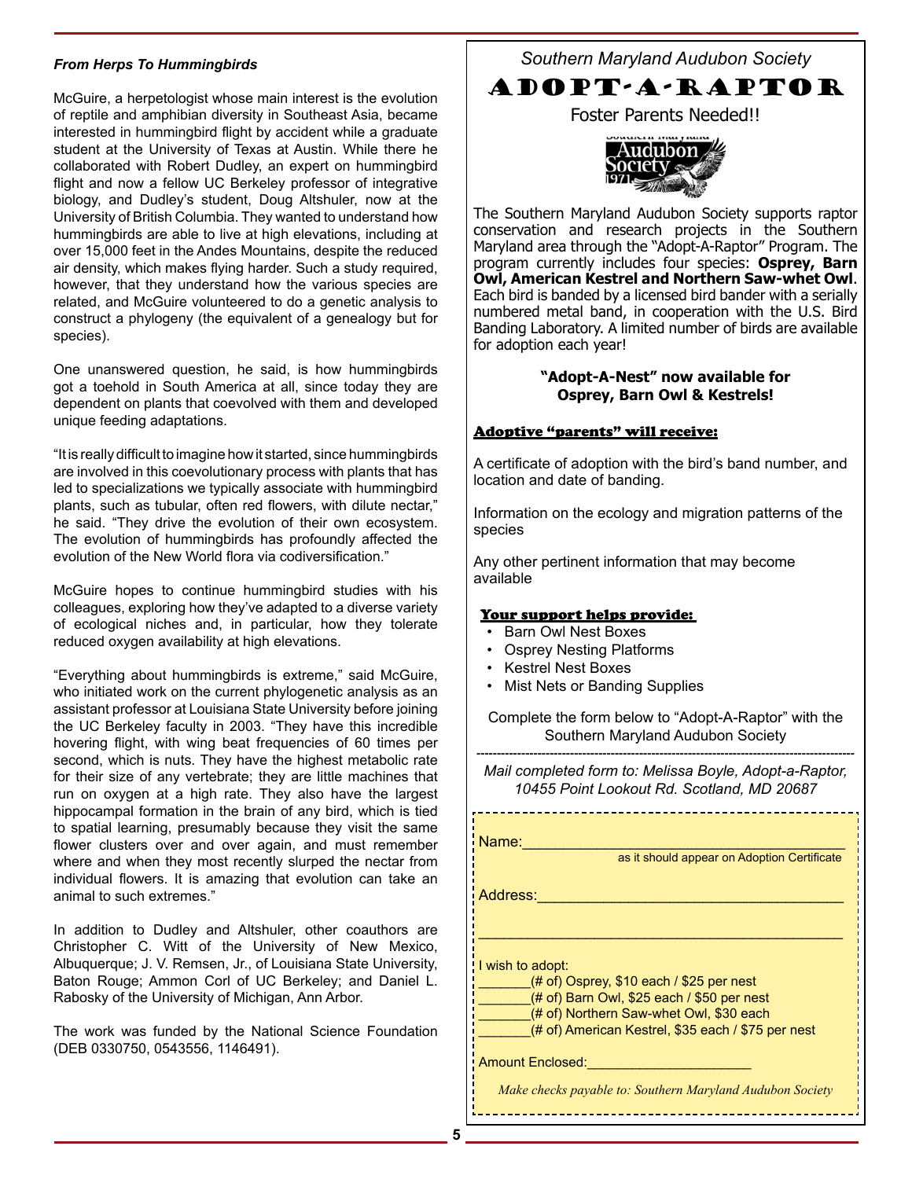### *From Herps To Hummingbirds*

McGuire, a herpetologist whose main interest is the evolution of reptile and amphibian diversity in Southeast Asia, became interested in hummingbird flight by accident while a graduate student at the University of Texas at Austin. While there he collaborated with Robert Dudley, an expert on hummingbird flight and now a fellow UC Berkeley professor of integrative biology, and Dudley's student, Doug Altshuler, now at the University of British Columbia. They wanted to understand how hummingbirds are able to live at high elevations, including at over 15,000 feet in the Andes Mountains, despite the reduced air density, which makes flying harder. Such a study required, however, that they understand how the various species are related, and McGuire volunteered to do a genetic analysis to construct a phylogeny (the equivalent of a genealogy but for species).

One unanswered question, he said, is how hummingbirds got a toehold in South America at all, since today they are dependent on plants that coevolved with them and developed unique feeding adaptations.

"It is really difficult to imagine how it started, since hummingbirds are involved in this coevolutionary process with plants that has led to specializations we typically associate with hummingbird plants, such as tubular, often red flowers, with dilute nectar," he said. "They drive the evolution of their own ecosystem. The evolution of hummingbirds has profoundly affected the evolution of the New World flora via codiversification."

McGuire hopes to continue hummingbird studies with his colleagues, exploring how they've adapted to a diverse variety of ecological niches and, in particular, how they tolerate reduced oxygen availability at high elevations.

"Everything about hummingbirds is extreme," said McGuire, who initiated work on the current phylogenetic analysis as an assistant professor at Louisiana State University before joining the UC Berkeley faculty in 2003. "They have this incredible hovering flight, with wing beat frequencies of 60 times per second, which is nuts. They have the highest metabolic rate for their size of any vertebrate; they are little machines that run on oxygen at a high rate. They also have the largest hippocampal formation in the brain of any bird, which is tied to spatial learning, presumably because they visit the same flower clusters over and over again, and must remember where and when they most recently slurped the nectar from individual flowers. It is amazing that evolution can take an animal to such extremes."

In addition to Dudley and Altshuler, other coauthors are Christopher C. Witt of the University of New Mexico, Albuquerque; J. V. Remsen, Jr., of Louisiana State University, Baton Rouge; Ammon Corl of UC Berkeley; and Daniel L. Rabosky of the University of Michigan, Ann Arbor.

The work was funded by the National Science Foundation (DEB 0330750, 0543556, 1146491).

*Southern Maryland Audubon Society*

# ADOPT-A-RAPTOR

Foster Parents Needed!!

The Southern Maryland Audubon Society supports raptor conservation and research projects in the Southern Maryland area through the "Adopt-A-Raptor" Program. The program currently includes four species: **Osprey, Barn Owl, American Kestrel and Northern Saw-whet Owl**. Each bird is banded by a licensed bird bander with a serially numbered metal band, in cooperation with the U.S. Bird Banding Laboratory. A limited number of birds are available for adoption each year!

**"Adopt-A-Nest" now available for Osprey, Barn Owl & Kestrels!**

**Adoptive "parents" will receive:**

A certificate of adoption with the bird's band number, and location and date of banding.

Information on the ecology and migration patterns of the species

Any other pertinent information that may become available

**Your support helps provide:**

- Barn Owl Nest Boxes
- Osprey Nesting Platforms
- Kestrel Nest Boxes
- Mist Nets or Banding Supplies

Complete the form below to "Adopt-A-Raptor" with the Southern Maryland Audubon Society

*Mail completed form to: Melissa Boyle, Adopt-a-Raptor, 10455 Point Lookout Rd. Scotland, MD 20687*

Name:___________________________________________
as it should appear on Adoption Certificate

Address:_________________________________________

_________________________________________________

I wish to adopt:
_______(# of) Osprey, $10 each / $25 per nest
_______(# of) Barn Owl, $25 each / $50 per nest
_______(# of) Northern Saw-whet Owl, $30 each
_______(# of) American Kestrel, $35 each / $75 per nest

Amount Enclosed:_____________________

*Make checks payable to: Southern Maryland Audubon Society*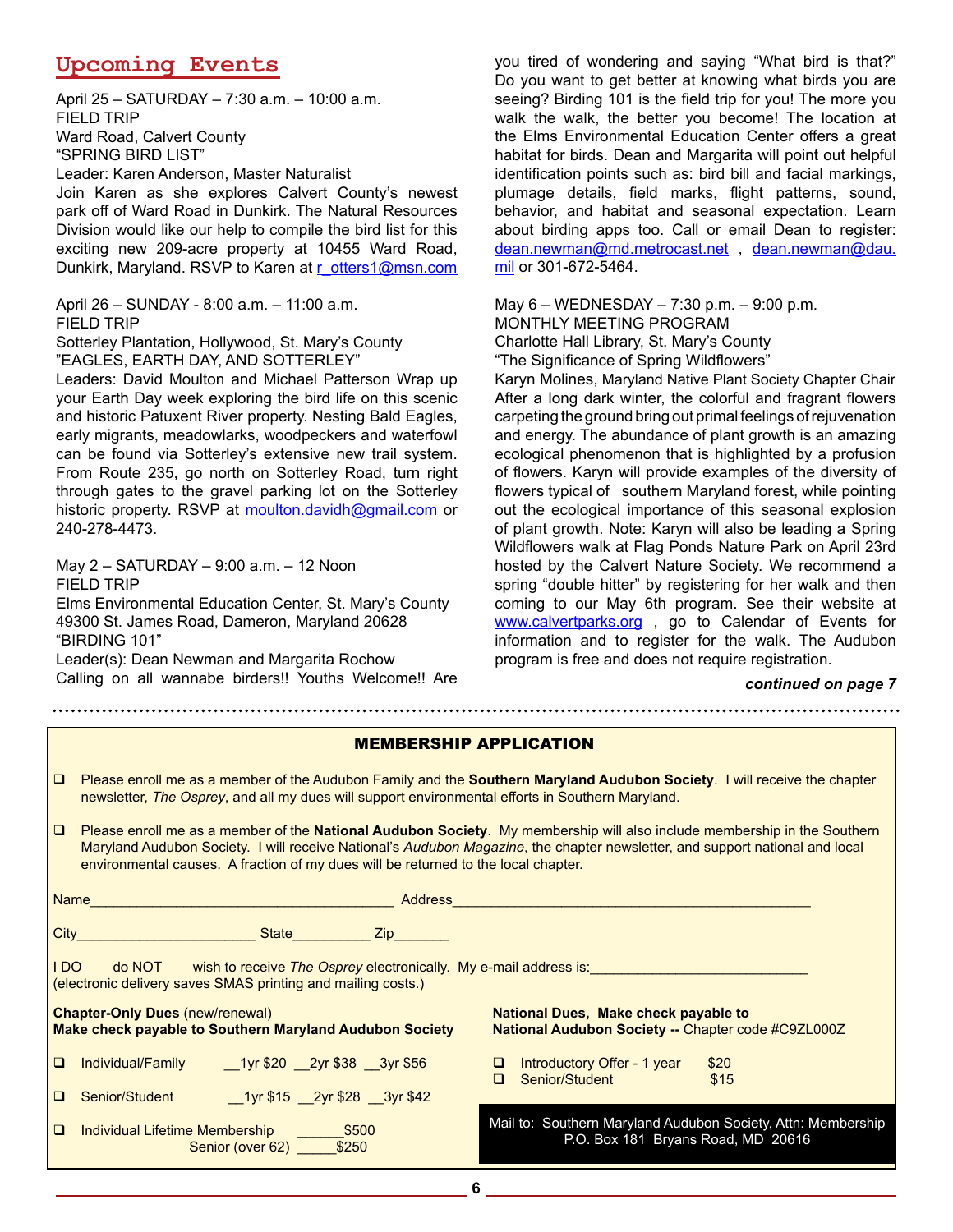## Upcoming Events

April 25 – SATURDAY – 7:30 a.m. – 10:00 a.m.
FIELD TRIP
Ward Road, Calvert County
"SPRING BIRD LIST"
Leader: Karen Anderson, Master Naturalist
Join Karen as she explores Calvert County's newest park off of Ward Road in Dunkirk. The Natural Resources Division would like our help to compile the bird list for this exciting new 209-acre property at 10455 Ward Road, Dunkirk, Maryland. RSVP to Karen at r_otters1@msn.com

April 26 – SUNDAY - 8:00 a.m. – 11:00 a.m.
FIELD TRIP
Sotterley Plantation, Hollywood, St. Mary's County
"EAGLES, EARTH DAY, AND SOTTERLEY"
Leaders: David Moulton and Michael Patterson Wrap up your Earth Day week exploring the bird life on this scenic and historic Patuxent River property. Nesting Bald Eagles, early migrants, meadowlarks, woodpeckers and waterfowl can be found via Sotterley's extensive new trail system. From Route 235, go north on Sotterley Road, turn right through gates to the gravel parking lot on the Sotterley historic property. RSVP at moulton.davidh@gmail.com or 240-278-4473.

May 2 – SATURDAY – 9:00 a.m. – 12 Noon
FIELD TRIP
Elms Environmental Education Center, St. Mary's County
49300 St. James Road, Dameron, Maryland 20628
"BIRDING 101"
Leader(s): Dean Newman and Margarita Rochow
Calling on all wannabe birders!! Youths Welcome!! Are you tired of wondering and saying "What bird is that?" Do you want to get better at knowing what birds you are seeing? Birding 101 is the field trip for you! The more you walk the walk, the better you become! The location at the Elms Environmental Education Center offers a great habitat for birds. Dean and Margarita will point out helpful identification points such as: bird bill and facial markings, plumage details, field marks, flight patterns, sound, behavior, and habitat and seasonal expectation. Learn about birding apps too. Call or email Dean to register: dean.newman@md.metrocast.net , dean.newman@dau.mil or 301-672-5464.

May 6 – WEDNESDAY – 7:30 p.m. – 9:00 p.m.
MONTHLY MEETING PROGRAM
Charlotte Hall Library, St. Mary's County
"The Significance of Spring Wildflowers"
Karyn Molines, Maryland Native Plant Society Chapter Chair
After a long dark winter, the colorful and fragrant flowers carpeting the ground bring out primal feelings of rejuvenation and energy. The abundance of plant growth is an amazing ecological phenomenon that is highlighted by a profusion of flowers. Karyn will provide examples of the diversity of flowers typical of southern Maryland forest, while pointing out the ecological importance of this seasonal explosion of plant growth. Note: Karyn will also be leading a Spring Wildflowers walk at Flag Ponds Nature Park on April 23rd hosted by the Calvert Nature Society. We recommend a spring "double hitter" by registering for her walk and then coming to our May 6th program. See their website at www.calvertparks.org , go to Calendar of Events for information and to register for the walk. The Audubon program is free and does not require registration.

***continued on page 7***

---

### MEMBERSHIP APPLICATION

- ☐ Please enroll me as a member of the Audubon Family and the **Southern Maryland Audubon Society**. I will receive the chapter newsletter, *The Osprey*, and all my dues will support environmental efforts in Southern Maryland.
- ☐ Please enroll me as a member of the **National Audubon Society**. My membership will also include membership in the Southern Maryland Audubon Society. I will receive National's *Audubon Magazine*, the chapter newsletter, and support national and local environmental causes. A fraction of my dues will be returned to the local chapter.

Name______________________________________ Address_____________________________________________

City______________________ State__________ Zip_______

I DO do NOT wish to receive *The Osprey* electronically. My e-mail address is:___________________________
(electronic delivery saves SMAS printing and mailing costs.)

**Chapter-Only Dues** (new/renewal)
**Make check payable to Southern Maryland Audubon Society**

- ☐ Individual/Family __1yr $20 __2yr $38 __3yr $56
- ☐ Senior/Student __1yr $15 __2yr $28 __3yr $42
- ☐ Individual Lifetime Membership ______$500
  Senior (over 62) _____$250

**National Dues, Make check payable to**
**National Audubon Society --** Chapter code #C9ZL000Z

- ☐ Introductory Offer - 1 year $20
- ☐ Senior/Student $15

Mail to: Southern Maryland Audubon Society, Attn: Membership
P.O. Box 181 Bryans Road, MD 20616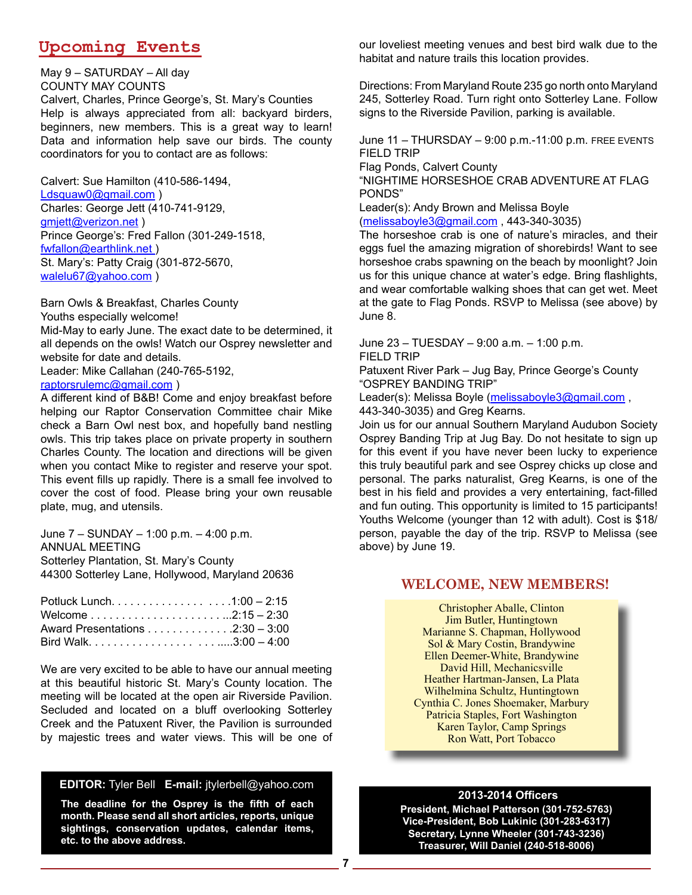## Upcoming Events

May 9 – SATURDAY – All day
COUNTY MAY COUNTS
Calvert, Charles, Prince George's, St. Mary's Counties
Help is always appreciated from all: backyard birders, beginners, new members. This is a great way to learn! Data and information help save our birds. The county coordinators for you to contact are as follows:

Calvert: Sue Hamilton (410-586-1494, Ldsquaw0@gmail.com )
Charles: George Jett (410-741-9129, gmjett@verizon.net )
Prince George's: Fred Fallon (301-249-1518, fwfallon@earthlink.net )
St. Mary's: Patty Craig (301-872-5670, walelu67@yahoo.com )

Barn Owls & Breakfast, Charles County
Youths especially welcome!
Mid-May to early June. The exact date to be determined, it all depends on the owls! Watch our Osprey newsletter and website for date and details.
Leader: Mike Callahan (240-765-5192, raptorsrulemc@gmail.com )
A different kind of B&B! Come and enjoy breakfast before helping our Raptor Conservation Committee chair Mike check a Barn Owl nest box, and hopefully band nestling owls. This trip takes place on private property in southern Charles County. The location and directions will be given when you contact Mike to register and reserve your spot. This event fills up rapidly. There is a small fee involved to cover the cost of food. Please bring your own reusable plate, mug, and utensils.

June 7 – SUNDAY – 1:00 p.m. – 4:00 p.m.
ANNUAL MEETING
Sotterley Plantation, St. Mary's County
44300 Sotterley Lane, Hollywood, Maryland 20636

Potluck Lunch. . . . . . . . . . . . . . . . . . . . .1:00 – 2:15
Welcome . . . . . . . . . . . . . . . . . . . . . ...2:15 – 2:30
Award Presentations . . . . . . . . . . . . . .2:30 – 3:00
Bird Walk. . . . . . . . . . . . . . . . . . . . . .....3:00 – 4:00

We are very excited to be able to have our annual meeting at this beautiful historic St. Mary's County location. The meeting will be located at the open air Riverside Pavilion. Secluded and located on a bluff overlooking Sotterley Creek and the Patuxent River, the Pavilion is surrounded by majestic trees and water views. This will be one of our loveliest meeting venues and best bird walk due to the habitat and nature trails this location provides.

Directions: From Maryland Route 235 go north onto Maryland 245, Sotterley Road. Turn right onto Sotterley Lane. Follow signs to the Riverside Pavilion, parking is available.

June 11 – THURSDAY – 9:00 p.m.-11:00 p.m. FREE EVENTS
FIELD TRIP
Flag Ponds, Calvert County
"NIGHTIME HORSESHOE CRAB ADVENTURE AT FLAG PONDS"
Leader(s): Andy Brown and Melissa Boyle (melissaboyle3@gmail.com , 443-340-3035)
The horseshoe crab is one of nature's miracles, and their eggs fuel the amazing migration of shorebirds! Want to see horseshoe crabs spawning on the beach by moonlight? Join us for this unique chance at water's edge. Bring flashlights, and wear comfortable walking shoes that can get wet. Meet at the gate to Flag Ponds. RSVP to Melissa (see above) by June 8.

June 23 – TUESDAY – 9:00 a.m. – 1:00 p.m.
FIELD TRIP
Patuxent River Park – Jug Bay, Prince George's County
"OSPREY BANDING TRIP"
Leader(s): Melissa Boyle (melissaboyle3@gmail.com , 443-340-3035) and Greg Kearns.
Join us for our annual Southern Maryland Audubon Society Osprey Banding Trip at Jug Bay. Do not hesitate to sign up for this event if you have never been lucky to experience this truly beautiful park and see Osprey chicks up close and personal. The parks naturalist, Greg Kearns, is one of the best in his field and provides a very entertaining, fact-filled and fun outing. This opportunity is limited to 15 participants! Youths Welcome (younger than 12 with adult). Cost is $18/person, payable the day of the trip. RSVP to Melissa (see above) by June 19.

## WELCOME, NEW MEMBERS!

Christopher Aballe, Clinton
Jim Butler, Huntingtown
Marianne S. Chapman, Hollywood
Sol & Mary Costin, Brandywine
Ellen Deemer-White, Brandywine
David Hill, Mechanicsville
Heather Hartman-Jansen, La Plata
Wilhelmina Schultz, Huntingtown
Cynthia C. Jones Shoemaker, Marbury
Patricia Staples, Fort Washington
Karen Taylor, Camp Springs
Ron Watt, Port Tobacco

**EDITOR:** Tyler Bell **E-mail:** jtylerbell@yahoo.com

**The deadline for the Osprey is the fifth of each month. Please send all short articles, reports, unique sightings, conservation updates, calendar items, etc. to the above address.**

**2013-2014 Officers**
**President, Michael Patterson (301-752-5763)**
**Vice-President, Bob Lukinic (301-283-6317)**
**Secretary, Lynne Wheeler (301-743-3236)**
**Treasurer, Will Daniel (240-518-8006)**